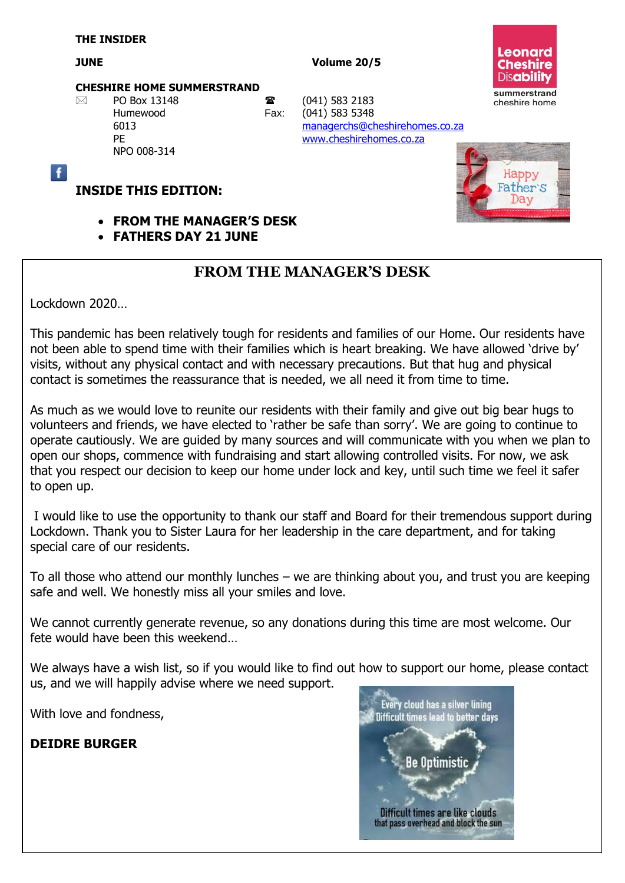**THE INSIDER**

**JUNE** **Volume 20/5**

**CHESHIRE HOME SUMMERSTRAND**

PO Box 13148
Humewood
6013
PE
NPO 008-314

(041) 583 2183
Fax: (041) 583 5348
managerchs@cheshirehomes.co.za
www.cheshirehomes.co.za

## INSIDE THIS EDITION:

- **FROM THE MANAGER'S DESK**
- **FATHERS DAY 21 JUNE**

## FROM THE MANAGER'S DESK

Lockdown 2020…

This pandemic has been relatively tough for residents and families of our Home. Our residents have not been able to spend time with their families which is heart breaking. We have allowed 'drive by' visits, without any physical contact and with necessary precautions. But that hug and physical contact is sometimes the reassurance that is needed, we all need it from time to time.

As much as we would love to reunite our residents with their family and give out big bear hugs to volunteers and friends, we have elected to 'rather be safe than sorry'. We are going to continue to operate cautiously. We are guided by many sources and will communicate with you when we plan to open our shops, commence with fundraising and start allowing controlled visits. For now, we ask that you respect our decision to keep our home under lock and key, until such time we feel it safer to open up.

I would like to use the opportunity to thank our staff and Board for their tremendous support during Lockdown. Thank you to Sister Laura for her leadership in the care department, and for taking special care of our residents.

To all those who attend our monthly lunches – we are thinking about you, and trust you are keeping safe and well. We honestly miss all your smiles and love.

We cannot currently generate revenue, so any donations during this time are most welcome. Our fete would have been this weekend…

We always have a wish list, so if you would like to find out how to support our home, please contact us, and we will happily advise where we need support.

With love and fondness,

**DEIDRE BURGER**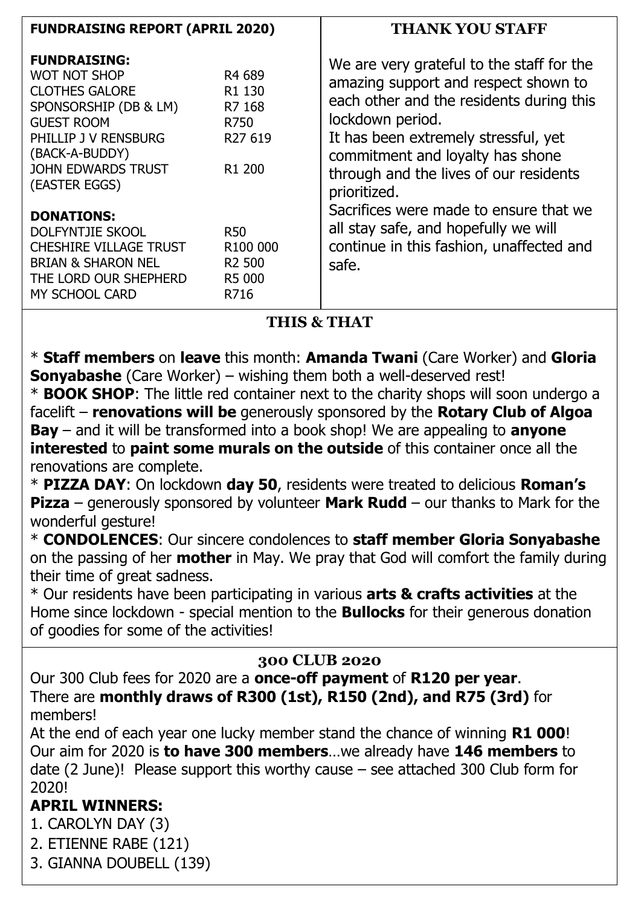## FUNDRAISING REPORT (APRIL 2020)

**FUNDRAISING:**

| | |
|---|---|
| WOT NOT SHOP | R4 689 |
| CLOTHES GALORE | R1 130 |
| SPONSORSHIP (DB & LM) | R7 168 |
| GUEST ROOM | R750 |
| PHILLIP J V RENSBURG (BACK-A-BUDDY) | R27 619 |
| JOHN EDWARDS TRUST (EASTER EGGS) | R1 200 |

**DONATIONS:**

| | |
|---|---|
| DOLFYNTJIE SKOOL | R50 |
| CHESHIRE VILLAGE TRUST | R100 000 |
| BRIAN & SHARON NEL | R2 500 |
| THE LORD OUR SHEPHERD | R5 000 |
| MY SCHOOL CARD | R716 |

## THANK YOU STAFF

We are very grateful to the staff for the amazing support and respect shown to each other and the residents during this lockdown period.
It has been extremely stressful, yet commitment and loyalty has shone through and the lives of our residents prioritized.
Sacrifices were made to ensure that we all stay safe, and hopefully we will continue in this fashion, unaffected and safe.

## THIS & THAT

* **Staff members** on **leave** this month: **Amanda Twani** (Care Worker) and **Gloria Sonyabashe** (Care Worker) – wishing them both a well-deserved rest!
* **BOOK SHOP**: The little red container next to the charity shops will soon undergo a facelift – **renovations will be** generously sponsored by the **Rotary Club of Algoa Bay** – and it will be transformed into a book shop! We are appealing to **anyone interested** to **paint some murals on the outside** of this container once all the renovations are complete.
* **PIZZA DAY**: On lockdown **day 50**, residents were treated to delicious **Roman's Pizza** – generously sponsored by volunteer **Mark Rudd** – our thanks to Mark for the wonderful gesture!
* **CONDOLENCES**: Our sincere condolences to **staff member Gloria Sonyabashe** on the passing of her **mother** in May. We pray that God will comfort the family during their time of great sadness.
* Our residents have been participating in various **arts & crafts activities** at the Home since lockdown - special mention to the **Bullocks** for their generous donation of goodies for some of the activities!

## 300 CLUB 2020

Our 300 Club fees for 2020 are a **once-off payment** of **R120 per year**.
There are **monthly draws of R300 (1st), R150 (2nd), and R75 (3rd)** for members!
At the end of each year one lucky member stand the chance of winning **R1 000**!
Our aim for 2020 is **to have 300 members**…we already have **146 members** to date (2 June)! Please support this worthy cause – see attached 300 Club form for 2020!

### APRIL WINNERS:

1. CAROLYN DAY (3)
2. ETIENNE RABE (121)
3. GIANNA DOUBELL (139)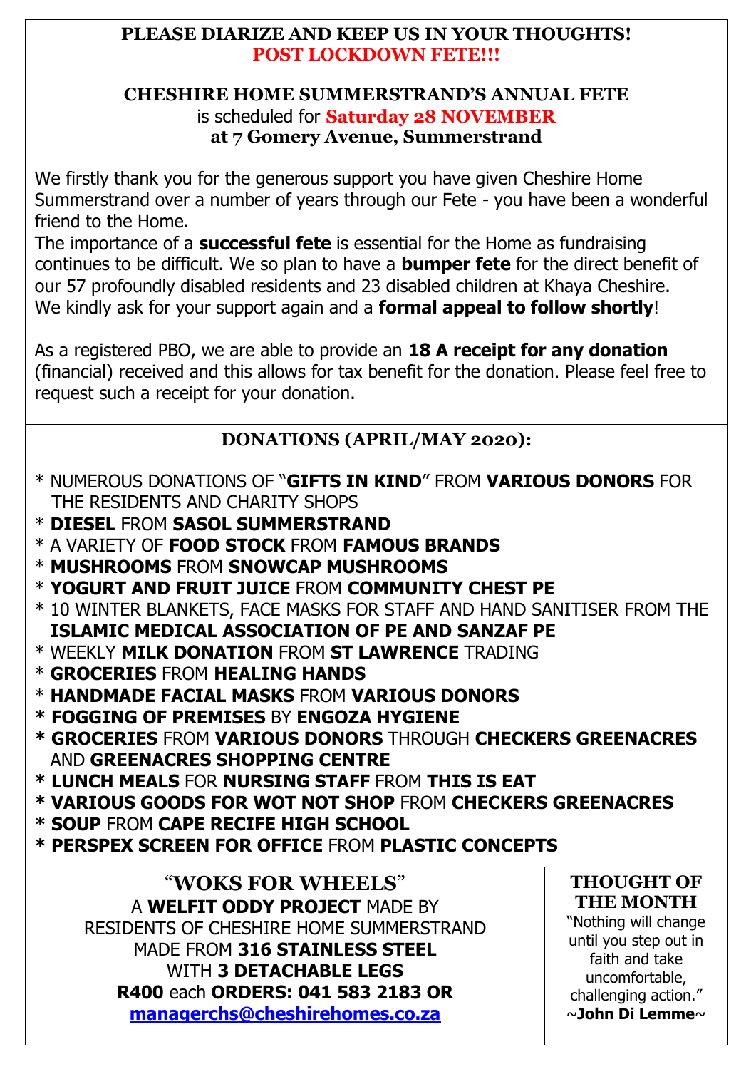**PLEASE DIARIZE AND KEEP US IN YOUR THOUGHTS!**
**POST LOCKDOWN FETE!!!**

**CHESHIRE HOME SUMMERSTRAND'S ANNUAL FETE**
is scheduled for **Saturday 28 NOVEMBER**
**at 7 Gomery Avenue, Summerstrand**

We firstly thank you for the generous support you have given Cheshire Home Summerstrand over a number of years through our Fete - you have been a wonderful friend to the Home.
The importance of a **successful fete** is essential for the Home as fundraising continues to be difficult. We so plan to have a **bumper fete** for the direct benefit of our 57 profoundly disabled residents and 23 disabled children at Khaya Cheshire.
We kindly ask for your support again and a **formal appeal to follow shortly**!

As a registered PBO, we are able to provide an **18 A receipt for any donation** (financial) received and this allows for tax benefit for the donation. Please feel free to request such a receipt for your donation.

## DONATIONS (APRIL/MAY 2020):

* NUMEROUS DONATIONS OF "**GIFTS IN KIND**" FROM **VARIOUS DONORS** FOR THE RESIDENTS AND CHARITY SHOPS
* **DIESEL** FROM **SASOL SUMMERSTRAND**
* A VARIETY OF **FOOD STOCK** FROM **FAMOUS BRANDS**
* **MUSHROOMS** FROM **SNOWCAP MUSHROOMS**
* **YOGURT AND FRUIT JUICE** FROM **COMMUNITY CHEST PE**
* 10 WINTER BLANKETS, FACE MASKS FOR STAFF AND HAND SANITISER FROM THE **ISLAMIC MEDICAL ASSOCIATION OF PE AND SANZAF PE**
* WEEKLY **MILK DONATION** FROM **ST LAWRENCE** TRADING
* **GROCERIES** FROM **HEALING HANDS**
* **HANDMADE FACIAL MASKS** FROM **VARIOUS DONORS**
* **FOGGING OF PREMISES** BY **ENGOZA HYGIENE**
* **GROCERIES** FROM **VARIOUS DONORS** THROUGH **CHECKERS GREENACRES** AND **GREENACRES SHOPPING CENTRE**
* **LUNCH MEALS** FOR **NURSING STAFF** FROM **THIS IS EAT**
* **VARIOUS GOODS FOR WOT NOT SHOP** FROM **CHECKERS GREENACRES**
* **SOUP** FROM **CAPE RECIFE HIGH SCHOOL**
* **PERSPEX SCREEN FOR OFFICE** FROM **PLASTIC CONCEPTS**

## "WOKS FOR WHEELS"

A **WELFIT ODDY PROJECT** MADE BY RESIDENTS OF CHESHIRE HOME SUMMERSTRAND MADE FROM **316 STAINLESS STEEL** WITH **3 DETACHABLE LEGS**
**R400** each **ORDERS: 041 583 2183 OR managerchs@cheshirehomes.co.za**

## THOUGHT OF THE MONTH

"Nothing will change until you step out in faith and take uncomfortable, challenging action."
~**John Di Lemme**~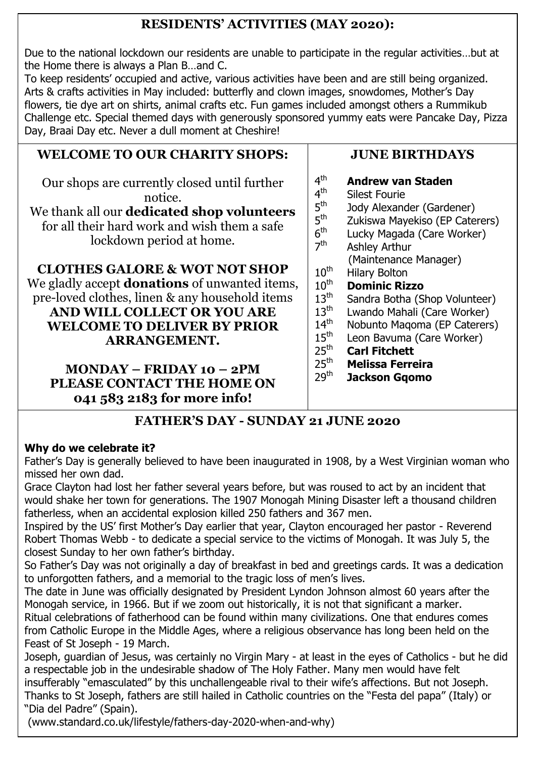## RESIDENTS' ACTIVITIES (MAY 2020):

Due to the national lockdown our residents are unable to participate in the regular activities…but at the Home there is always a Plan B…and C.

To keep residents' occupied and active, various activities have been and are still being organized. Arts & crafts activities in May included: butterfly and clown images, snowdomes, Mother's Day flowers, tie dye art on shirts, animal crafts etc. Fun games included amongst others a Rummikub Challenge etc. Special themed days with generously sponsored yummy eats were Pancake Day, Pizza Day, Braai Day etc. Never a dull moment at Cheshire!

## WELCOME TO OUR CHARITY SHOPS:

Our shops are currently closed until further notice.

We thank all our **dedicated shop volunteers** for all their hard work and wish them a safe lockdown period at home.

## CLOTHES GALORE & WOT NOT SHOP

We gladly accept **donations** of unwanted items, pre-loved clothes, linen & any household items **AND WILL COLLECT OR YOU ARE WELCOME TO DELIVER BY PRIOR ARRANGEMENT.**

**MONDAY – FRIDAY 10 – 2PM**
**PLEASE CONTACT THE HOME ON 041 583 2183 for more info!**

## JUNE BIRTHDAYS

- 4th **Andrew van Staden**
- 4th Silest Fourie
- 5th Jody Alexander (Gardener)
- 5th Zukiswa Mayekiso (EP Caterers)
- 6th Lucky Magada (Care Worker)
- 7th Ashley Arthur (Maintenance Manager)
- 10th Hilary Bolton
- 10th **Dominic Rizzo**
- 13th Sandra Botha (Shop Volunteer)
- 13th Lwando Mahali (Care Worker)
- 14th Nobunto Maqoma (EP Caterers)
- 15th Leon Bavuma (Care Worker)
- 25th **Carl Fitchett**
- 25th **Melissa Ferreira**
- 29th **Jackson Gqomo**

## FATHER'S DAY - SUNDAY 21 JUNE 2020

**Why do we celebrate it?**

Father's Day is generally believed to have been inaugurated in 1908, by a West Virginian woman who missed her own dad.

Grace Clayton had lost her father several years before, but was roused to act by an incident that would shake her town for generations. The 1907 Monogah Mining Disaster left a thousand children fatherless, when an accidental explosion killed 250 fathers and 367 men.

Inspired by the US' first Mother's Day earlier that year, Clayton encouraged her pastor - Reverend Robert Thomas Webb - to dedicate a special service to the victims of Monogah. It was July 5, the closest Sunday to her own father's birthday.

So Father's Day was not originally a day of breakfast in bed and greetings cards. It was a dedication to unforgotten fathers, and a memorial to the tragic loss of men's lives.

The date in June was officially designated by President Lyndon Johnson almost 60 years after the Monogah service, in 1966. But if we zoom out historically, it is not that significant a marker.

Ritual celebrations of fatherhood can be found within many civilizations. One that endures comes from Catholic Europe in the Middle Ages, where a religious observance has long been held on the Feast of St Joseph - 19 March.

Joseph, guardian of Jesus, was certainly no Virgin Mary - at least in the eyes of Catholics - but he did a respectable job in the undesirable shadow of The Holy Father. Many men would have felt insufferably "emasculated" by this unchallengeable rival to their wife's affections. But not Joseph. Thanks to St Joseph, fathers are still hailed in Catholic countries on the "Festa del papa" (Italy) or "Dia del Padre" (Spain).

(www.standard.co.uk/lifestyle/fathers-day-2020-when-and-why)